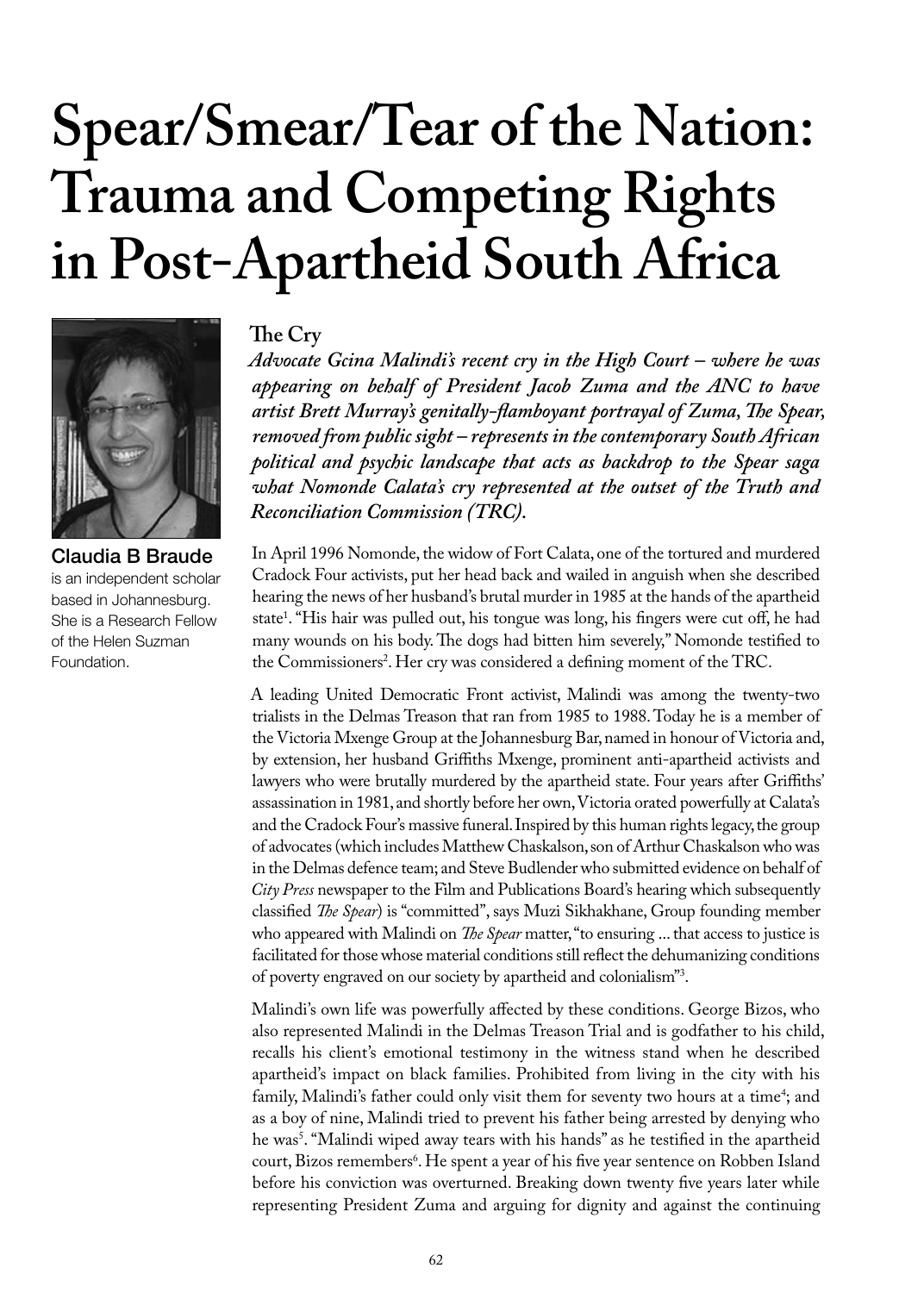# Spear/Smear/Tear of the Nation: Trauma and Competing Rights in Post-Apartheid South Africa

**Claudia B Braude** is an independent scholar based in Johannesburg. She is a Research Fellow of the Helen Suzman Foundation.

## The Cry

***Advocate Gcina Malindi's recent cry in the High Court – where he was appearing on behalf of President Jacob Zuma and the ANC to have artist Brett Murray's genitally-flamboyant portrayal of Zuma, The Spear, removed from public sight – represents in the contemporary South African political and psychic landscape that acts as backdrop to the Spear saga what Nomonde Calata's cry represented at the outset of the Truth and Reconciliation Commission (TRC).***

In April 1996 Nomonde, the widow of Fort Calata, one of the tortured and murdered Cradock Four activists, put her head back and wailed in anguish when she described hearing the news of her husband's brutal murder in 1985 at the hands of the apartheid state[1]. "His hair was pulled out, his tongue was long, his fingers were cut off, he had many wounds on his body. The dogs had bitten him severely," Nomonde testified to the Commissioners[2]. Her cry was considered a defining moment of the TRC.

A leading United Democratic Front activist, Malindi was among the twenty-two trialists in the Delmas Treason that ran from 1985 to 1988. Today he is a member of the Victoria Mxenge Group at the Johannesburg Bar, named in honour of Victoria and, by extension, her husband Griffiths Mxenge, prominent anti-apartheid activists and lawyers who were brutally murdered by the apartheid state. Four years after Griffiths' assassination in 1981, and shortly before her own, Victoria orated powerfully at Calata's and the Cradock Four's massive funeral. Inspired by this human rights legacy, the group of advocates (which includes Matthew Chaskalson, son of Arthur Chaskalson who was in the Delmas defence team; and Steve Budlender who submitted evidence on behalf of *City Press* newspaper to the Film and Publications Board's hearing which subsequently classified *The Spear*) is "committed", says Muzi Sikhakhane, Group founding member who appeared with Malindi on *The Spear* matter, "to ensuring ... that access to justice is facilitated for those whose material conditions still reflect the dehumanizing conditions of poverty engraved on our society by apartheid and colonialism"[3].

Malindi's own life was powerfully affected by these conditions. George Bizos, who also represented Malindi in the Delmas Treason Trial and is godfather to his child, recalls his client's emotional testimony in the witness stand when he described apartheid's impact on black families. Prohibited from living in the city with his family, Malindi's father could only visit them for seventy two hours at a time[4]; and as a boy of nine, Malindi tried to prevent his father being arrested by denying who he was[5]. "Malindi wiped away tears with his hands" as he testified in the apartheid court, Bizos remembers[6]. He spent a year of his five year sentence on Robben Island before his conviction was overturned. Breaking down twenty five years later while representing President Zuma and arguing for dignity and against the continuing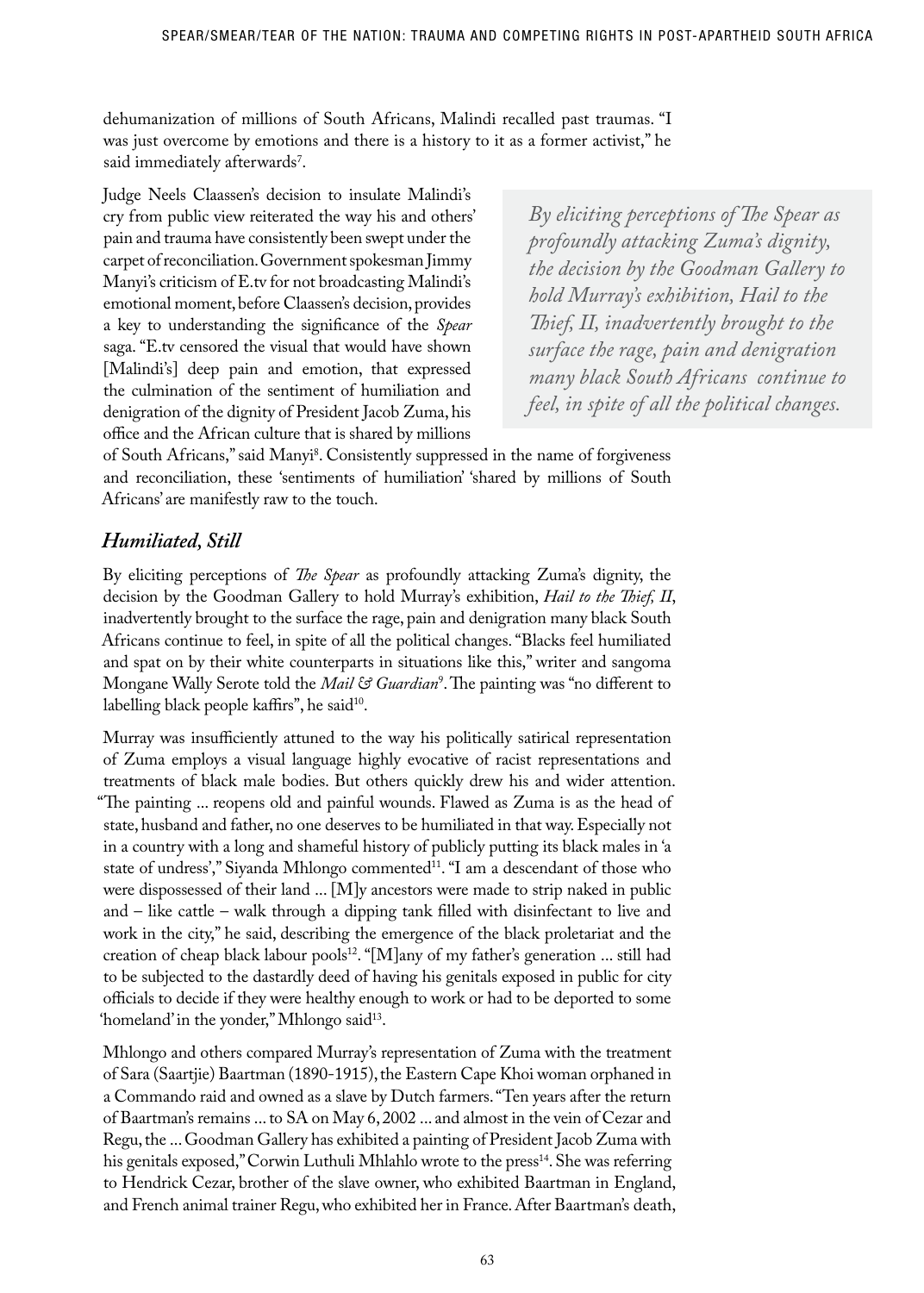dehumanization of millions of South Africans, Malindi recalled past traumas. "I was just overcome by emotions and there is a history to it as a former activist," he said immediately afterwards[7].

Judge Neels Claassen's decision to insulate Malindi's cry from public view reiterated the way his and others' pain and trauma have consistently been swept under the carpet of reconciliation. Government spokesman Jimmy Manyi's criticism of E.tv for not broadcasting Malindi's emotional moment, before Claassen's decision, provides a key to understanding the significance of the *Spear* saga. "E.tv censored the visual that would have shown [Malindi's] deep pain and emotion, that expressed the culmination of the sentiment of humiliation and denigration of the dignity of President Jacob Zuma, his office and the African culture that is shared by millions of South Africans," said Manyi[8]. Consistently suppressed in the name of forgiveness and reconciliation, these 'sentiments of humiliation' 'shared by millions of South Africans' are manifestly raw to the touch.

> *By eliciting perceptions of The Spear as profoundly attacking Zuma's dignity, the decision by the Goodman Gallery to hold Murray's exhibition, Hail to the Thief, II, inadvertently brought to the surface the rage, pain and denigration many black South Africans continue to feel, in spite of all the political changes.*

## *Humiliated, Still*

By eliciting perceptions of *The Spear* as profoundly attacking Zuma's dignity, the decision by the Goodman Gallery to hold Murray's exhibition, *Hail to the Thief, II*, inadvertently brought to the surface the rage, pain and denigration many black South Africans continue to feel, in spite of all the political changes. "Blacks feel humiliated and spat on by their white counterparts in situations like this," writer and sangoma Mongane Wally Serote told the *Mail & Guardian*[9]. The painting was "no different to labelling black people kaffirs", he said[10].

Murray was insufficiently attuned to the way his politically satirical representation of Zuma employs a visual language highly evocative of racist representations and treatments of black male bodies. But others quickly drew his and wider attention. "The painting ... reopens old and painful wounds. Flawed as Zuma is as the head of state, husband and father, no one deserves to be humiliated in that way. Especially not in a country with a long and shameful history of publicly putting its black males in 'a state of undress'," Siyanda Mhlongo commented[11]. "I am a descendant of those who were dispossessed of their land ... [M]y ancestors were made to strip naked in public and – like cattle – walk through a dipping tank filled with disinfectant to live and work in the city," he said, describing the emergence of the black proletariat and the creation of cheap black labour pools[12]. "[M]any of my father's generation ... still had to be subjected to the dastardly deed of having his genitals exposed in public for city officials to decide if they were healthy enough to work or had to be deported to some 'homeland' in the yonder," Mhlongo said[13].

Mhlongo and others compared Murray's representation of Zuma with the treatment of Sara (Saartjie) Baartman (1890-1915), the Eastern Cape Khoi woman orphaned in a Commando raid and owned as a slave by Dutch farmers. "Ten years after the return of Baartman's remains ... to SA on May 6, 2002 ... and almost in the vein of Cezar and Regu, the ... Goodman Gallery has exhibited a painting of President Jacob Zuma with his genitals exposed," Corwin Luthuli Mhlahlo wrote to the press[14]. She was referring to Hendrick Cezar, brother of the slave owner, who exhibited Baartman in England, and French animal trainer Regu, who exhibited her in France. After Baartman's death,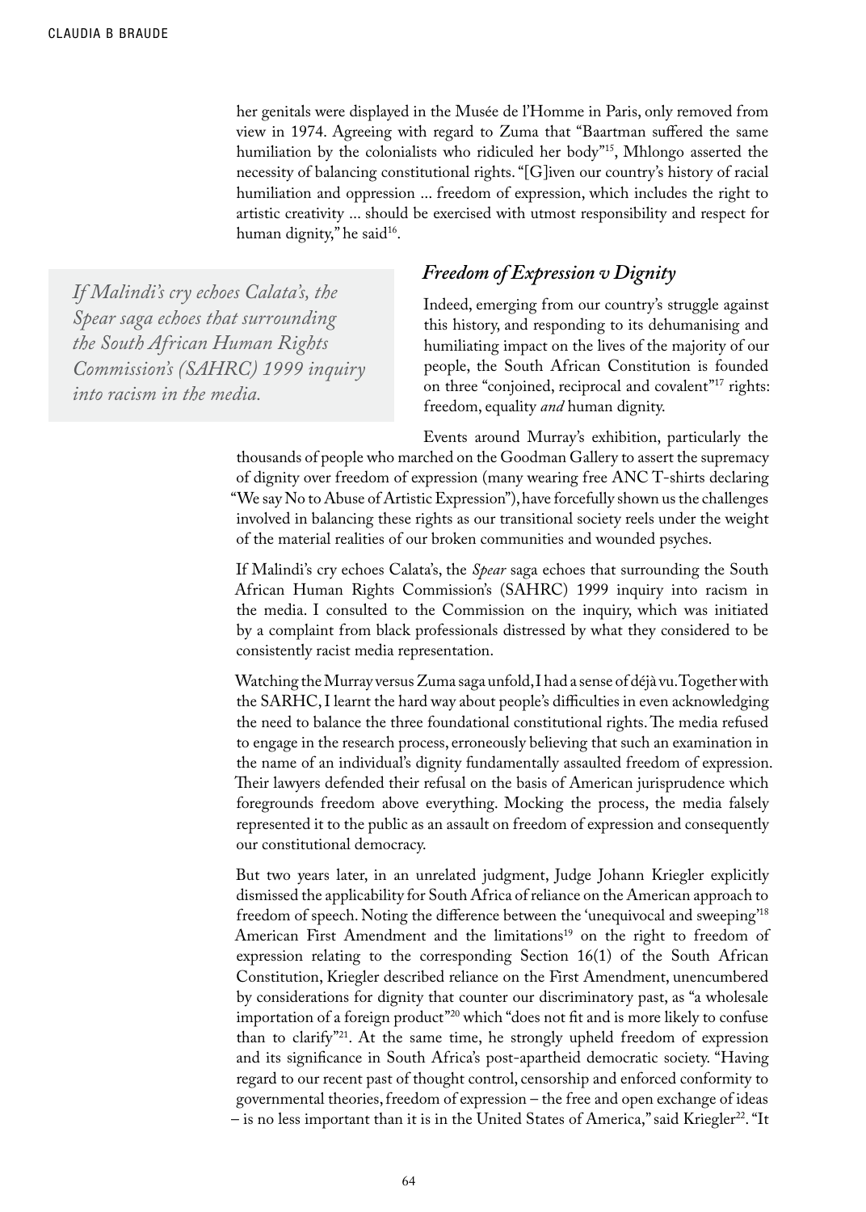her genitals were displayed in the Musée de l'Homme in Paris, only removed from view in 1974. Agreeing with regard to Zuma that "Baartman suffered the same humiliation by the colonialists who ridiculed her body"[15], Mhlongo asserted the necessity of balancing constitutional rights. "[G]iven our country's history of racial humiliation and oppression ... freedom of expression, which includes the right to artistic creativity ... should be exercised with utmost responsibility and respect for human dignity," he said[16].

> *If Malindi's cry echoes Calata's, the Spear saga echoes that surrounding the South African Human Rights Commission's (SAHRC) 1999 inquiry into racism in the media.*

### *Freedom of Expression v Dignity*

Indeed, emerging from our country's struggle against this history, and responding to its dehumanising and humiliating impact on the lives of the majority of our people, the South African Constitution is founded on three "conjoined, reciprocal and covalent"[17] rights: freedom, equality *and* human dignity.

Events around Murray's exhibition, particularly the thousands of people who marched on the Goodman Gallery to assert the supremacy of dignity over freedom of expression (many wearing free ANC T-shirts declaring "We say No to Abuse of Artistic Expression"), have forcefully shown us the challenges involved in balancing these rights as our transitional society reels under the weight of the material realities of our broken communities and wounded psyches.

If Malindi's cry echoes Calata's, the *Spear* saga echoes that surrounding the South African Human Rights Commission's (SAHRC) 1999 inquiry into racism in the media. I consulted to the Commission on the inquiry, which was initiated by a complaint from black professionals distressed by what they considered to be consistently racist media representation.

Watching the Murray versus Zuma saga unfold, I had a sense of déjà vu. Together with the SARHC, I learnt the hard way about people's difficulties in even acknowledging the need to balance the three foundational constitutional rights. The media refused to engage in the research process, erroneously believing that such an examination in the name of an individual's dignity fundamentally assaulted freedom of expression. Their lawyers defended their refusal on the basis of American jurisprudence which foregrounds freedom above everything. Mocking the process, the media falsely represented it to the public as an assault on freedom of expression and consequently our constitutional democracy.

But two years later, in an unrelated judgment, Judge Johann Kriegler explicitly dismissed the applicability for South Africa of reliance on the American approach to freedom of speech. Noting the difference between the 'unequivocal and sweeping'[18] American First Amendment and the limitations[19] on the right to freedom of expression relating to the corresponding Section 16(1) of the South African Constitution, Kriegler described reliance on the First Amendment, unencumbered by considerations for dignity that counter our discriminatory past, as "a wholesale importation of a foreign product"[20] which "does not fit and is more likely to confuse than to clarify"[21]. At the same time, he strongly upheld freedom of expression and its significance in South Africa's post-apartheid democratic society. "Having regard to our recent past of thought control, censorship and enforced conformity to governmental theories, freedom of expression – the free and open exchange of ideas – is no less important than it is in the United States of America," said Kriegler[22]. "It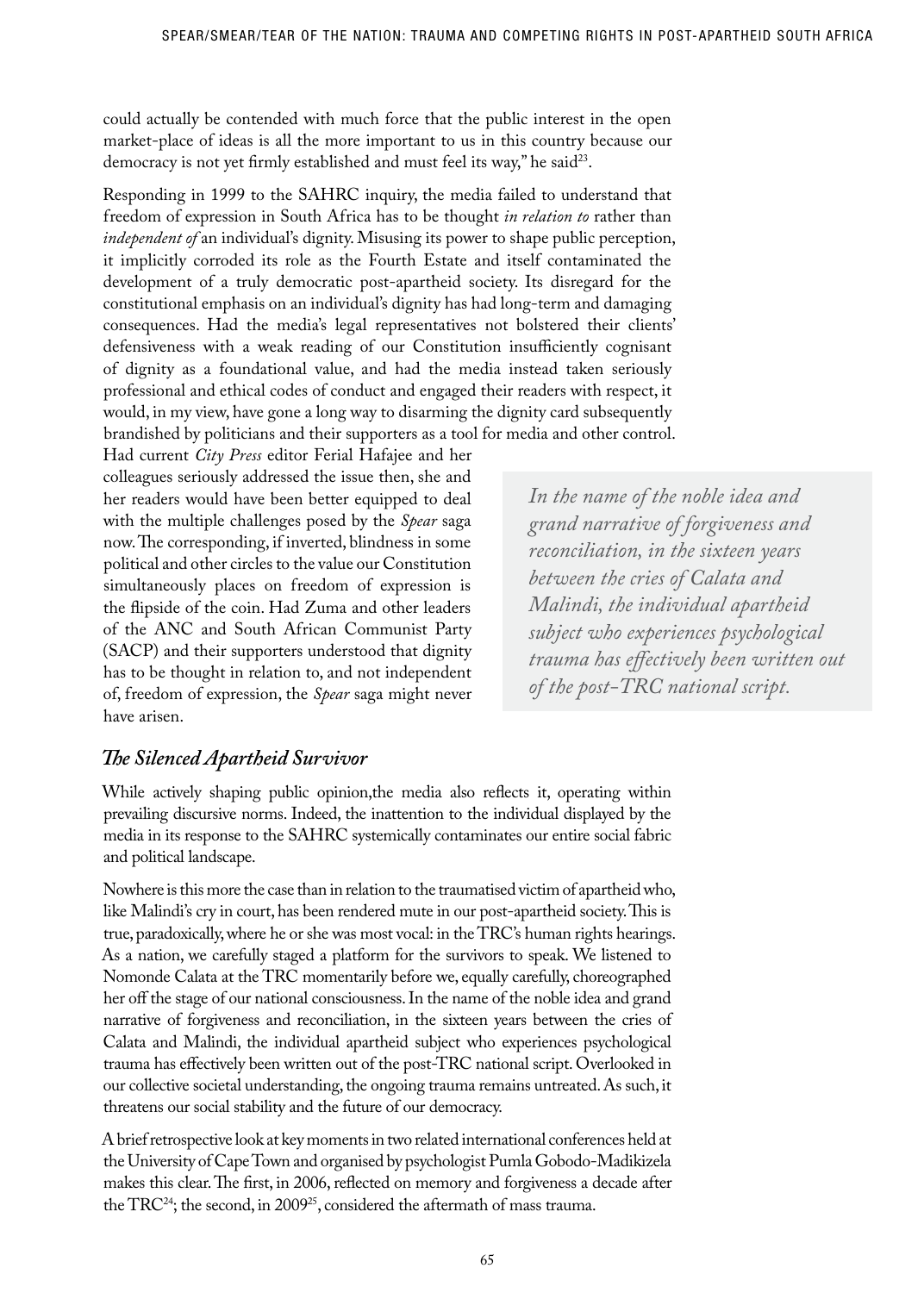could actually be contended with much force that the public interest in the open market-place of ideas is all the more important to us in this country because our democracy is not yet firmly established and must feel its way," he said[23].

Responding in 1999 to the SAHRC inquiry, the media failed to understand that freedom of expression in South Africa has to be thought *in relation to* rather than *independent of* an individual's dignity. Misusing its power to shape public perception, it implicitly corroded its role as the Fourth Estate and itself contaminated the development of a truly democratic post-apartheid society. Its disregard for the constitutional emphasis on an individual's dignity has had long-term and damaging consequences. Had the media's legal representatives not bolstered their clients' defensiveness with a weak reading of our Constitution insufficiently cognisant of dignity as a foundational value, and had the media instead taken seriously professional and ethical codes of conduct and engaged their readers with respect, it would, in my view, have gone a long way to disarming the dignity card subsequently brandished by politicians and their supporters as a tool for media and other control. Had current *City Press* editor Ferial Hafajee and her colleagues seriously addressed the issue then, she and her readers would have been better equipped to deal with the multiple challenges posed by the *Spear* saga now. The corresponding, if inverted, blindness in some political and other circles to the value our Constitution simultaneously places on freedom of expression is the flipside of the coin. Had Zuma and other leaders of the ANC and South African Communist Party (SACP) and their supporters understood that dignity has to be thought in relation to, and not independent of, freedom of expression, the *Spear* saga might never have arisen.

> *In the name of the noble idea and grand narrative of forgiveness and reconciliation, in the sixteen years between the cries of Calata and Malindi, the individual apartheid subject who experiences psychological trauma has effectively been written out of the post-TRC national script.*

## *The Silenced Apartheid Survivor*

While actively shaping public opinion,the media also reflects it, operating within prevailing discursive norms. Indeed, the inattention to the individual displayed by the media in its response to the SAHRC systemically contaminates our entire social fabric and political landscape.

Nowhere is this more the case than in relation to the traumatised victim of apartheid who, like Malindi's cry in court, has been rendered mute in our post-apartheid society. This is true, paradoxically, where he or she was most vocal: in the TRC's human rights hearings. As a nation, we carefully staged a platform for the survivors to speak. We listened to Nomonde Calata at the TRC momentarily before we, equally carefully, choreographed her off the stage of our national consciousness. In the name of the noble idea and grand narrative of forgiveness and reconciliation, in the sixteen years between the cries of Calata and Malindi, the individual apartheid subject who experiences psychological trauma has effectively been written out of the post-TRC national script. Overlooked in our collective societal understanding, the ongoing trauma remains untreated. As such, it threatens our social stability and the future of our democracy.

A brief retrospective look at key moments in two related international conferences held at the University of Cape Town and organised by psychologist Pumla Gobodo-Madikizela makes this clear. The first, in 2006, reflected on memory and forgiveness a decade after the TRC[24]; the second, in 2009[25], considered the aftermath of mass trauma.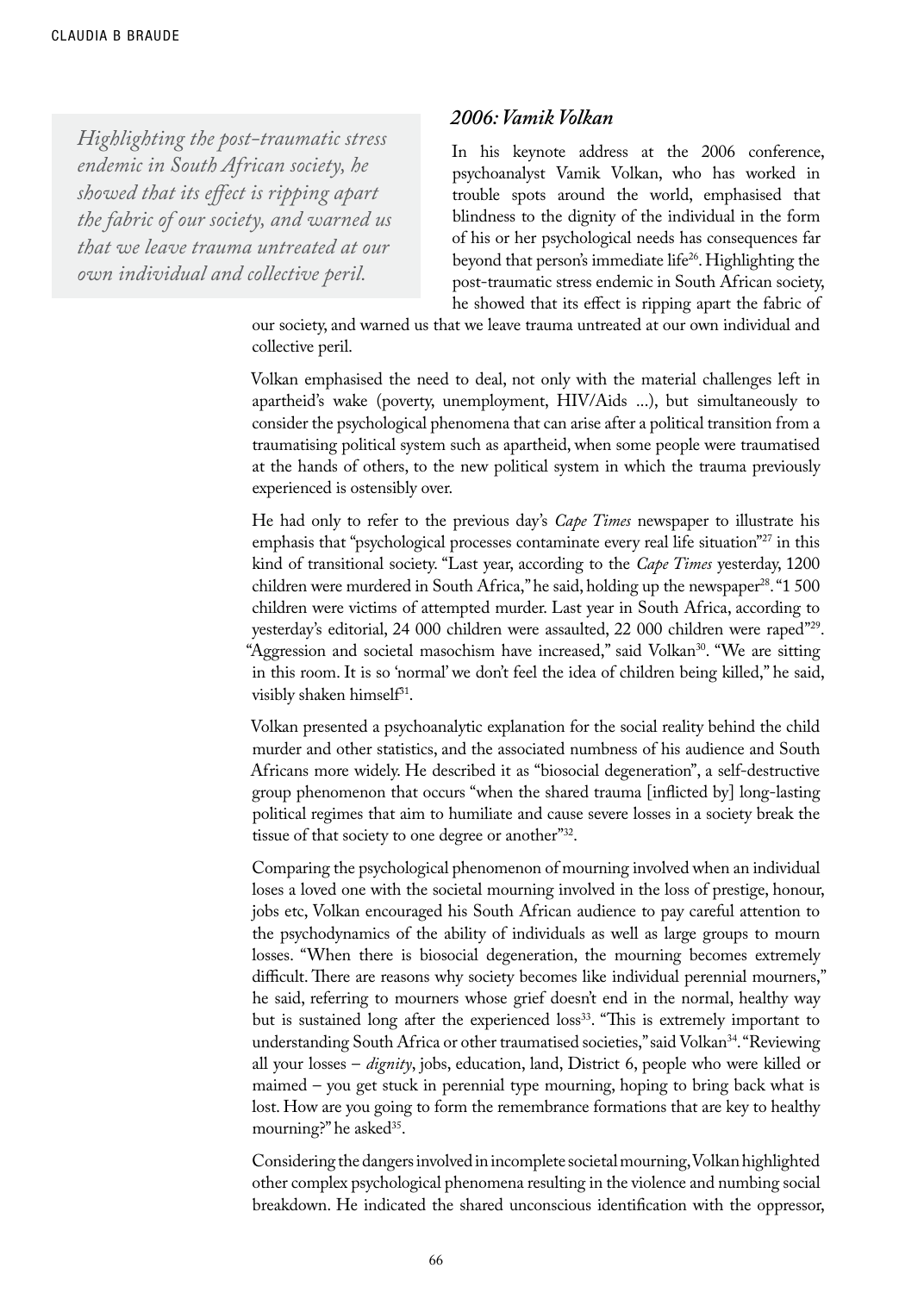> *Highlighting the post-traumatic stress endemic in South African society, he showed that its effect is ripping apart the fabric of our society, and warned us that we leave trauma untreated at our own individual and collective peril.*

### *2006: Vamik Volkan*

In his keynote address at the 2006 conference, psychoanalyst Vamik Volkan, who has worked in trouble spots around the world, emphasised that blindness to the dignity of the individual in the form of his or her psychological needs has consequences far beyond that person's immediate life[26]. Highlighting the post-traumatic stress endemic in South African society, he showed that its effect is ripping apart the fabric of our society, and warned us that we leave trauma untreated at our own individual and collective peril.

Volkan emphasised the need to deal, not only with the material challenges left in apartheid's wake (poverty, unemployment, HIV/Aids ...), but simultaneously to consider the psychological phenomena that can arise after a political transition from a traumatising political system such as apartheid, when some people were traumatised at the hands of others, to the new political system in which the trauma previously experienced is ostensibly over.

He had only to refer to the previous day's *Cape Times* newspaper to illustrate his emphasis that "psychological processes contaminate every real life situation"[27] in this kind of transitional society. "Last year, according to the *Cape Times* yesterday, 1200 children were murdered in South Africa," he said, holding up the newspaper[28]. "1 500 children were victims of attempted murder. Last year in South Africa, according to yesterday's editorial, 24 000 children were assaulted, 22 000 children were raped"[29]. "Aggression and societal masochism have increased," said Volkan[30]. "We are sitting in this room. It is so 'normal' we don't feel the idea of children being killed," he said, visibly shaken himself[31].

Volkan presented a psychoanalytic explanation for the social reality behind the child murder and other statistics, and the associated numbness of his audience and South Africans more widely. He described it as "biosocial degeneration", a self-destructive group phenomenon that occurs "when the shared trauma [inflicted by] long-lasting political regimes that aim to humiliate and cause severe losses in a society break the tissue of that society to one degree or another"[32].

Comparing the psychological phenomenon of mourning involved when an individual loses a loved one with the societal mourning involved in the loss of prestige, honour, jobs etc, Volkan encouraged his South African audience to pay careful attention to the psychodynamics of the ability of individuals as well as large groups to mourn losses. "When there is biosocial degeneration, the mourning becomes extremely difficult. There are reasons why society becomes like individual perennial mourners," he said, referring to mourners whose grief doesn't end in the normal, healthy way but is sustained long after the experienced loss[33]. "This is extremely important to understanding South Africa or other traumatised societies," said Volkan[34]. "Reviewing all your losses – *dignity*, jobs, education, land, District 6, people who were killed or maimed – you get stuck in perennial type mourning, hoping to bring back what is lost. How are you going to form the remembrance formations that are key to healthy mourning?" he asked[35].

Considering the dangers involved in incomplete societal mourning, Volkan highlighted other complex psychological phenomena resulting in the violence and numbing social breakdown. He indicated the shared unconscious identification with the oppressor,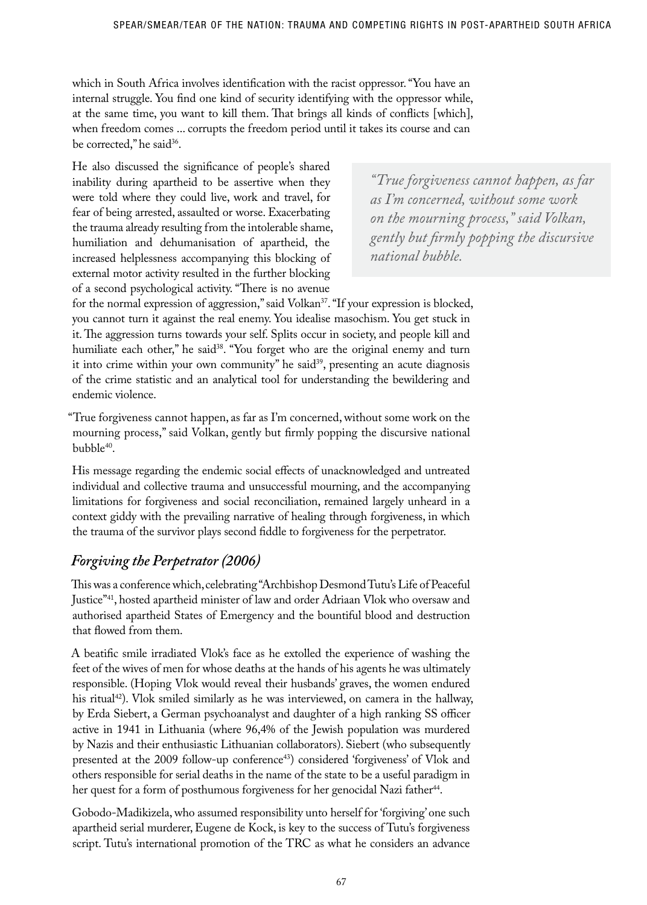which in South Africa involves identification with the racist oppressor. "You have an internal struggle. You find one kind of security identifying with the oppressor while, at the same time, you want to kill them. That brings all kinds of conflicts [which], when freedom comes ... corrupts the freedom period until it takes its course and can be corrected," he said[36].

He also discussed the significance of people's shared inability during apartheid to be assertive when they were told where they could live, work and travel, for fear of being arrested, assaulted or worse. Exacerbating the trauma already resulting from the intolerable shame, humiliation and dehumanisation of apartheid, the increased helplessness accompanying this blocking of external motor activity resulted in the further blocking of a second psychological activity. "There is no avenue for the normal expression of aggression," said Volkan[37]. "If your expression is blocked, you cannot turn it against the real enemy. You idealise masochism. You get stuck in it. The aggression turns towards your self. Splits occur in society, and people kill and humiliate each other," he said[38]. "You forget who are the original enemy and turn it into crime within your own community" he said[39], presenting an acute diagnosis of the crime statistic and an analytical tool for understanding the bewildering and endemic violence.

*"True forgiveness cannot happen, as far as I'm concerned, without some work on the mourning process," said Volkan, gently but firmly popping the discursive national bubble.*

"True forgiveness cannot happen, as far as I'm concerned, without some work on the mourning process," said Volkan, gently but firmly popping the discursive national bubble[40].

His message regarding the endemic social effects of unacknowledged and untreated individual and collective trauma and unsuccessful mourning, and the accompanying limitations for forgiveness and social reconciliation, remained largely unheard in a context giddy with the prevailing narrative of healing through forgiveness, in which the trauma of the survivor plays second fiddle to forgiveness for the perpetrator.

## *Forgiving the Perpetrator (2006)*

This was a conference which, celebrating "Archbishop Desmond Tutu's Life of Peaceful Justice"[41], hosted apartheid minister of law and order Adriaan Vlok who oversaw and authorised apartheid States of Emergency and the bountiful blood and destruction that flowed from them.

A beatific smile irradiated Vlok's face as he extolled the experience of washing the feet of the wives of men for whose deaths at the hands of his agents he was ultimately responsible. (Hoping Vlok would reveal their husbands' graves, the women endured his ritual[42]). Vlok smiled similarly as he was interviewed, on camera in the hallway, by Erda Siebert, a German psychoanalyst and daughter of a high ranking SS officer active in 1941 in Lithuania (where 96,4% of the Jewish population was murdered by Nazis and their enthusiastic Lithuanian collaborators). Siebert (who subsequently presented at the 2009 follow-up conference[43]) considered 'forgiveness' of Vlok and others responsible for serial deaths in the name of the state to be a useful paradigm in her quest for a form of posthumous forgiveness for her genocidal Nazi father[44].

Gobodo-Madikizela, who assumed responsibility unto herself for 'forgiving' one such apartheid serial murderer, Eugene de Kock, is key to the success of Tutu's forgiveness script. Tutu's international promotion of the TRC as what he considers an advance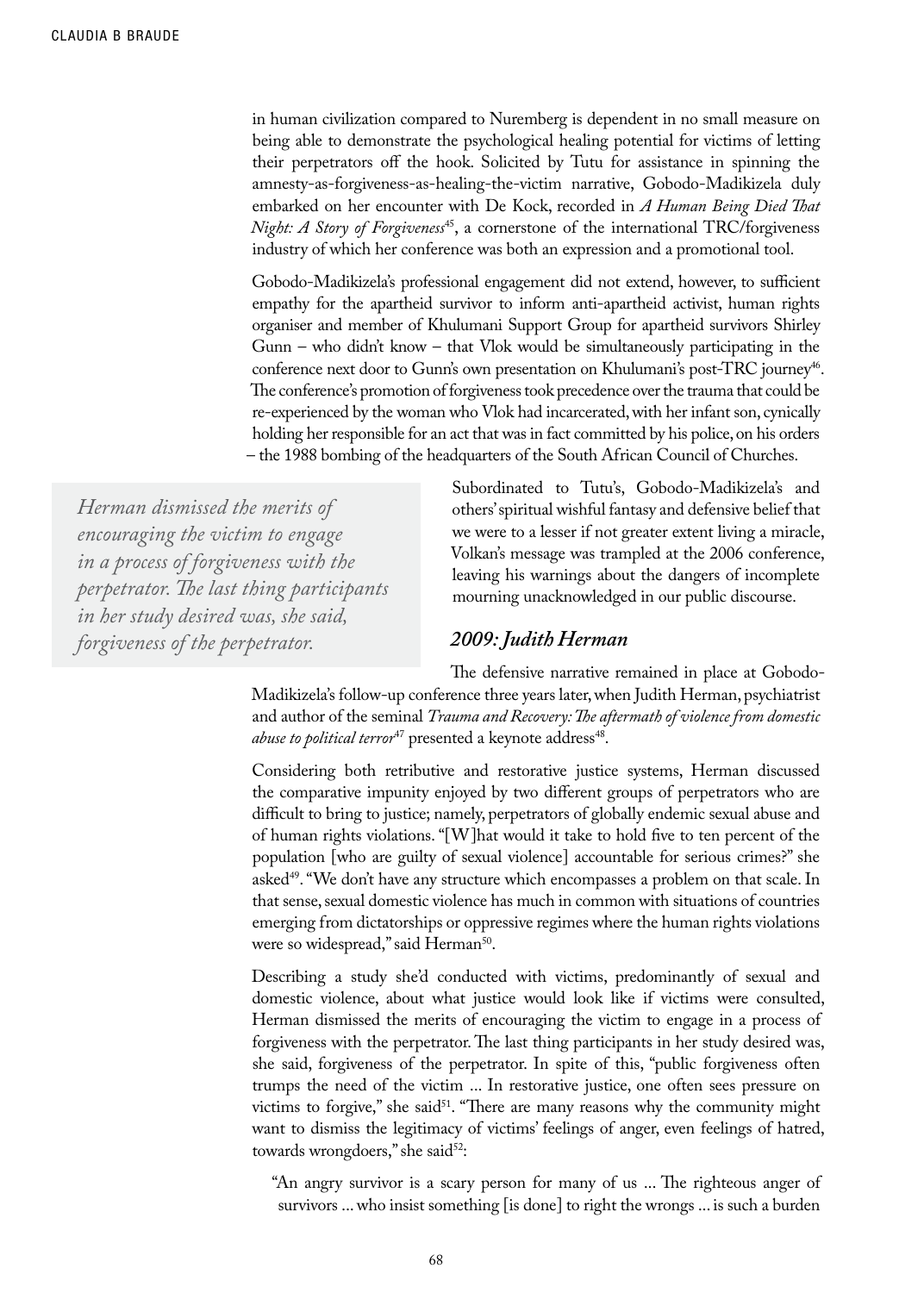in human civilization compared to Nuremberg is dependent in no small measure on being able to demonstrate the psychological healing potential for victims of letting their perpetrators off the hook. Solicited by Tutu for assistance in spinning the amnesty-as-forgiveness-as-healing-the-victim narrative, Gobodo-Madikizela duly embarked on her encounter with De Kock, recorded in *A Human Being Died That Night: A Story of Forgiveness*[45], a cornerstone of the international TRC/forgiveness industry of which her conference was both an expression and a promotional tool.

Gobodo-Madikizela's professional engagement did not extend, however, to sufficient empathy for the apartheid survivor to inform anti-apartheid activist, human rights organiser and member of Khulumani Support Group for apartheid survivors Shirley Gunn – who didn't know – that Vlok would be simultaneously participating in the conference next door to Gunn's own presentation on Khulumani's post-TRC journey[46]. The conference's promotion of forgiveness took precedence over the trauma that could be re-experienced by the woman who Vlok had incarcerated, with her infant son, cynically holding her responsible for an act that was in fact committed by his police, on his orders – the 1988 bombing of the headquarters of the South African Council of Churches.

> *Herman dismissed the merits of encouraging the victim to engage in a process of forgiveness with the perpetrator. The last thing participants in her study desired was, she said, forgiveness of the perpetrator.*

Subordinated to Tutu's, Gobodo-Madikizela's and others' spiritual wishful fantasy and defensive belief that we were to a lesser if not greater extent living a miracle, Volkan's message was trampled at the 2006 conference, leaving his warnings about the dangers of incomplete mourning unacknowledged in our public discourse.

## *2009: Judith Herman*

The defensive narrative remained in place at Gobodo-Madikizela's follow-up conference three years later, when Judith Herman, psychiatrist and author of the seminal *Trauma and Recovery: The aftermath of violence from domestic abuse to political terror*[47] presented a keynote address[48].

Considering both retributive and restorative justice systems, Herman discussed the comparative impunity enjoyed by two different groups of perpetrators who are difficult to bring to justice; namely, perpetrators of globally endemic sexual abuse and of human rights violations. "[W]hat would it take to hold five to ten percent of the population [who are guilty of sexual violence] accountable for serious crimes?" she asked[49]. "We don't have any structure which encompasses a problem on that scale. In that sense, sexual domestic violence has much in common with situations of countries emerging from dictatorships or oppressive regimes where the human rights violations were so widespread," said Herman[50].

Describing a study she'd conducted with victims, predominantly of sexual and domestic violence, about what justice would look like if victims were consulted, Herman dismissed the merits of encouraging the victim to engage in a process of forgiveness with the perpetrator. The last thing participants in her study desired was, she said, forgiveness of the perpetrator. In spite of this, "public forgiveness often trumps the need of the victim ... In restorative justice, one often sees pressure on victims to forgive," she said[51]. "There are many reasons why the community might want to dismiss the legitimacy of victims' feelings of anger, even feelings of hatred, towards wrongdoers," she said[52]:

> "An angry survivor is a scary person for many of us ... The righteous anger of survivors ... who insist something [is done] to right the wrongs ... is such a burden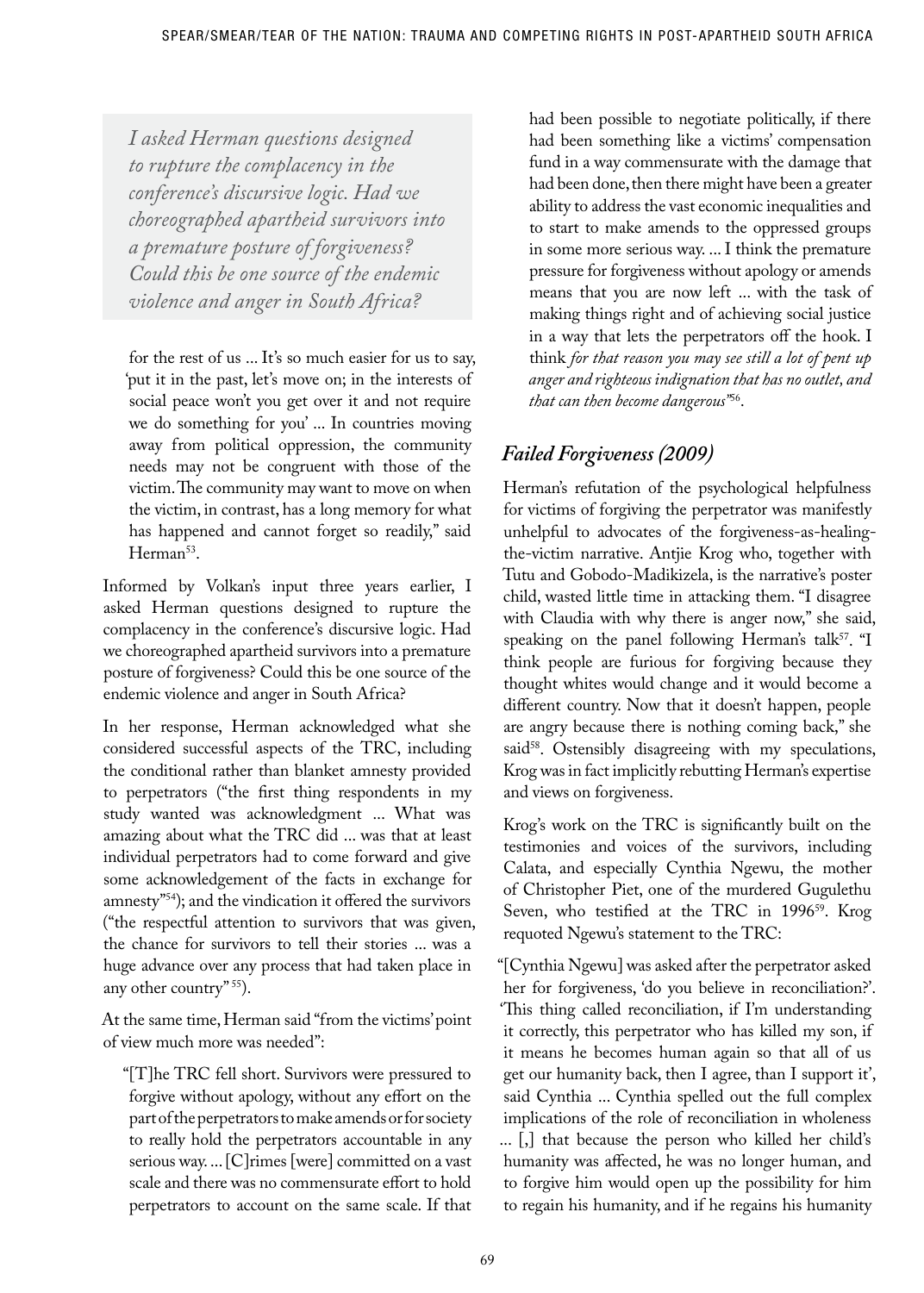> *I asked Herman questions designed to rupture the complacency in the conference's discursive logic. Had we choreographed apartheid survivors into a premature posture of forgiveness? Could this be one source of the endemic violence and anger in South Africa?*

for the rest of us ... It's so much easier for us to say, 'put it in the past, let's move on; in the interests of social peace won't you get over it and not require we do something for you' ... In countries moving away from political oppression, the community needs may not be congruent with those of the victim. The community may want to move on when the victim, in contrast, has a long memory for what has happened and cannot forget so readily," said Herman[53].

Informed by Volkan's input three years earlier, I asked Herman questions designed to rupture the complacency in the conference's discursive logic. Had we choreographed apartheid survivors into a premature posture of forgiveness? Could this be one source of the endemic violence and anger in South Africa?

In her response, Herman acknowledged what she considered successful aspects of the TRC, including the conditional rather than blanket amnesty provided to perpetrators ("the first thing respondents in my study wanted was acknowledgment ... What was amazing about what the TRC did ... was that at least individual perpetrators had to come forward and give some acknowledgement of the facts in exchange for amnesty"[54]); and the vindication it offered the survivors ("the respectful attention to survivors that was given, the chance for survivors to tell their stories ... was a huge advance over any process that had taken place in any other country"[55]).

At the same time, Herman said "from the victims' point of view much more was needed":

> "[T]he TRC fell short. Survivors were pressured to forgive without apology, without any effort on the part of the perpetrators to make amends or for society to really hold the perpetrators accountable in any serious way. ... [C]rimes [were] committed on a vast scale and there was no commensurate effort to hold perpetrators to account on the same scale. If that had been possible to negotiate politically, if there had been something like a victims' compensation fund in a way commensurate with the damage that had been done, then there might have been a greater ability to address the vast economic inequalities and to start to make amends to the oppressed groups in some more serious way. ... I think the premature pressure for forgiveness without apology or amends means that you are now left ... with the task of making things right and of achieving social justice in a way that lets the perpetrators off the hook. I think *for that reason you may see still a lot of pent up anger and righteous indignation that has no outlet, and that can then become dangerous*"[56].

## *Failed Forgiveness (2009)*

Herman's refutation of the psychological helpfulness for victims of forgiving the perpetrator was manifestly unhelpful to advocates of the forgiveness-as-healing-the-victim narrative. Antjie Krog who, together with Tutu and Gobodo-Madikizela, is the narrative's poster child, wasted little time in attacking them. "I disagree with Claudia with why there is anger now," she said, speaking on the panel following Herman's talk[57]. "I think people are furious for forgiving because they thought whites would change and it would become a different country. Now that it doesn't happen, people are angry because there is nothing coming back," she said[58]. Ostensibly disagreeing with my speculations, Krog was in fact implicitly rebutting Herman's expertise and views on forgiveness.

Krog's work on the TRC is significantly built on the testimonies and voices of the survivors, including Calata, and especially Cynthia Ngewu, the mother of Christopher Piet, one of the murdered Gugulethu Seven, who testified at the TRC in 1996[59]. Krog requoted Ngewu's statement to the TRC:

> "[Cynthia Ngewu] was asked after the perpetrator asked her for forgiveness, 'do you believe in reconciliation?'. 'This thing called reconciliation, if I'm understanding it correctly, this perpetrator who has killed my son, if it means he becomes human again so that all of us get our humanity back, then I agree, than I support it', said Cynthia ... Cynthia spelled out the full complex implications of the role of reconciliation in wholeness ... [,] that because the person who killed her child's humanity was affected, he was no longer human, and to forgive him would open up the possibility for him to regain his humanity, and if he regains his humanity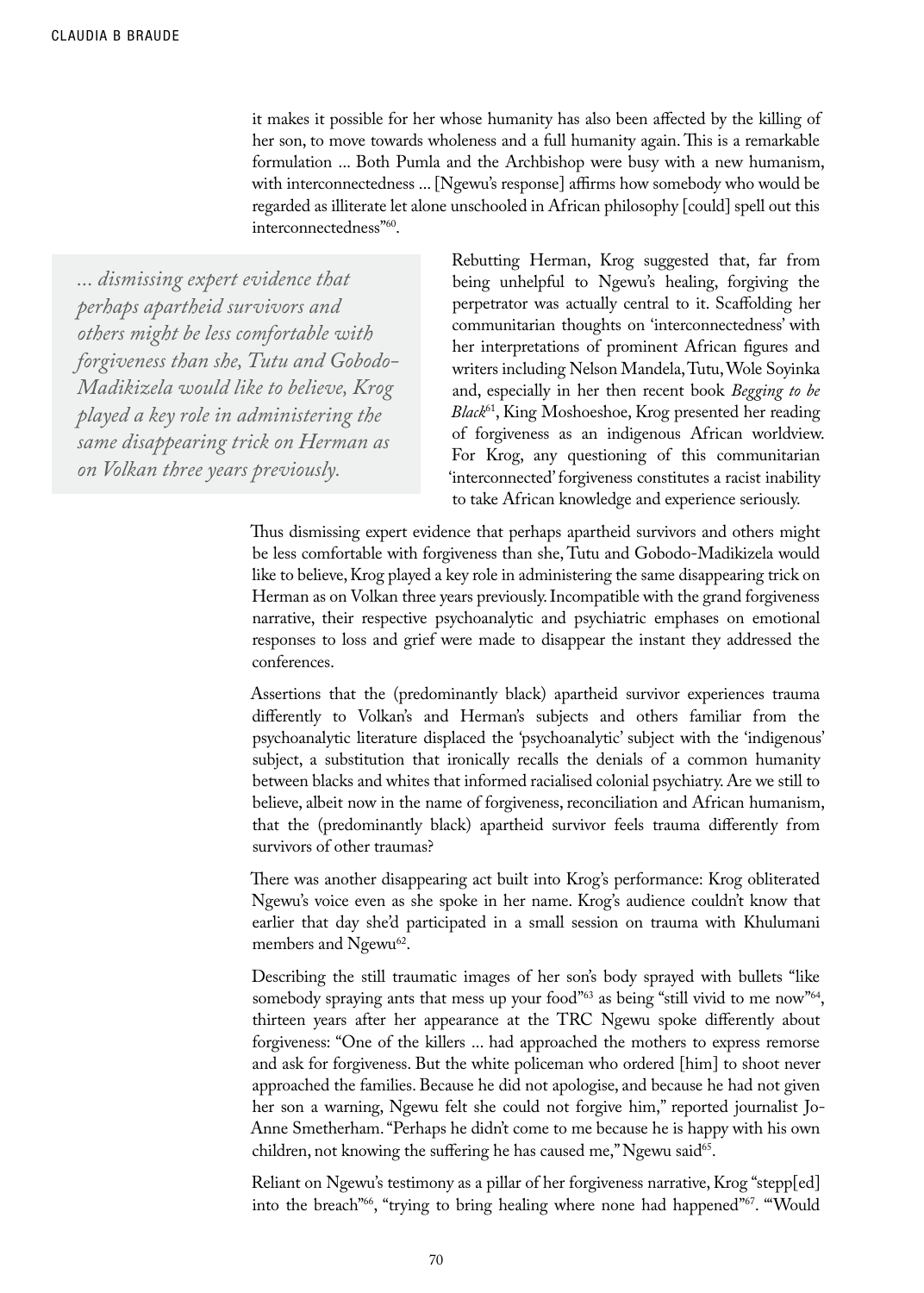it makes it possible for her whose humanity has also been affected by the killing of her son, to move towards wholeness and a full humanity again. This is a remarkable formulation ... Both Pumla and the Archbishop were busy with a new humanism, with interconnectedness ... [Ngewu's response] affirms how somebody who would be regarded as illiterate let alone unschooled in African philosophy [could] spell out this interconnectedness"[60].

> *... dismissing expert evidence that perhaps apartheid survivors and others might be less comfortable with forgiveness than she, Tutu and Gobodo-Madikizela would like to believe, Krog played a key role in administering the same disappearing trick on Herman as on Volkan three years previously.*

Rebutting Herman, Krog suggested that, far from being unhelpful to Ngewu's healing, forgiving the perpetrator was actually central to it. Scaffolding her communitarian thoughts on 'interconnectedness' with her interpretations of prominent African figures and writers including Nelson Mandela, Tutu, Wole Soyinka and, especially in her then recent book *Begging to be Black*[61], King Moshoeshoe, Krog presented her reading of forgiveness as an indigenous African worldview. For Krog, any questioning of this communitarian 'interconnected' forgiveness constitutes a racist inability to take African knowledge and experience seriously.

Thus dismissing expert evidence that perhaps apartheid survivors and others might be less comfortable with forgiveness than she, Tutu and Gobodo-Madikizela would like to believe, Krog played a key role in administering the same disappearing trick on Herman as on Volkan three years previously. Incompatible with the grand forgiveness narrative, their respective psychoanalytic and psychiatric emphases on emotional responses to loss and grief were made to disappear the instant they addressed the conferences.

Assertions that the (predominantly black) apartheid survivor experiences trauma differently to Volkan's and Herman's subjects and others familiar from the psychoanalytic literature displaced the 'psychoanalytic' subject with the 'indigenous' subject, a substitution that ironically recalls the denials of a common humanity between blacks and whites that informed racialised colonial psychiatry. Are we still to believe, albeit now in the name of forgiveness, reconciliation and African humanism, that the (predominantly black) apartheid survivor feels trauma differently from survivors of other traumas?

There was another disappearing act built into Krog's performance: Krog obliterated Ngewu's voice even as she spoke in her name. Krog's audience couldn't know that earlier that day she'd participated in a small session on trauma with Khulumani members and Ngewu[62].

Describing the still traumatic images of her son's body sprayed with bullets "like somebody spraying ants that mess up your food"[63] as being "still vivid to me now"[64], thirteen years after her appearance at the TRC Ngewu spoke differently about forgiveness: "One of the killers ... had approached the mothers to express remorse and ask for forgiveness. But the white policeman who ordered [him] to shoot never approached the families. Because he did not apologise, and because he had not given her son a warning, Ngewu felt she could not forgive him," reported journalist Jo-Anne Smetherham. "Perhaps he didn't come to me because he is happy with his own children, not knowing the suffering he has caused me," Ngewu said[65].

Reliant on Ngewu's testimony as a pillar of her forgiveness narrative, Krog "stepp[ed] into the breach"[66], "trying to bring healing where none had happened"[67]. "'Would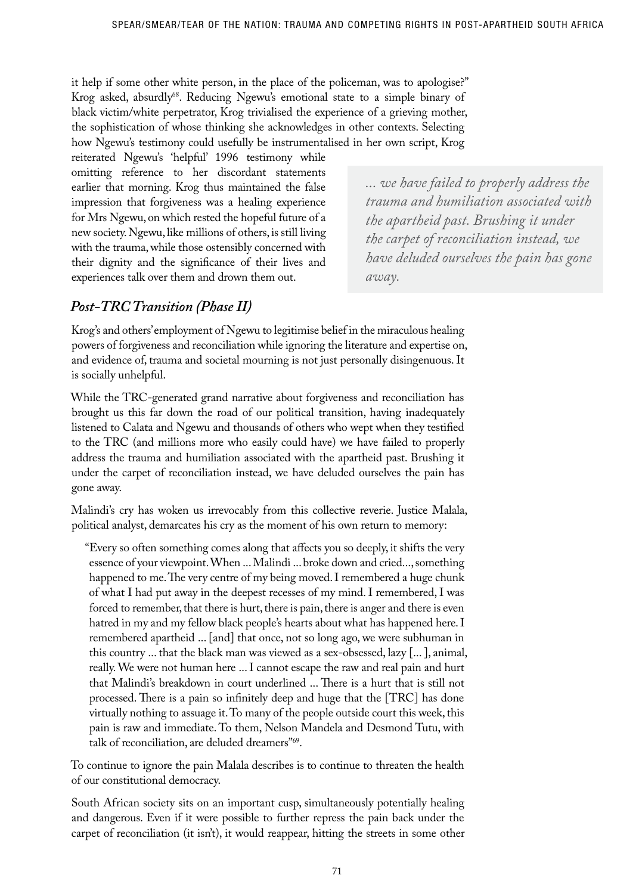it help if some other white person, in the place of the policeman, was to apologise?" Krog asked, absurdly[68]. Reducing Ngewu's emotional state to a simple binary of black victim/white perpetrator, Krog trivialised the experience of a grieving mother, the sophistication of whose thinking she acknowledges in other contexts. Selecting how Ngewu's testimony could usefully be instrumentalised in her own script, Krog reiterated Ngewu's 'helpful' 1996 testimony while omitting reference to her discordant statements earlier that morning. Krog thus maintained the false impression that forgiveness was a healing experience for Mrs Ngewu, on which rested the hopeful future of a new society. Ngewu, like millions of others, is still living with the trauma, while those ostensibly concerned with their dignity and the significance of their lives and experiences talk over them and drown them out.

> *... we have failed to properly address the trauma and humiliation associated with the apartheid past. Brushing it under the carpet of reconciliation instead, we have deluded ourselves the pain has gone away.*

## *Post-TRC Transition (Phase II)*

Krog's and others' employment of Ngewu to legitimise belief in the miraculous healing powers of forgiveness and reconciliation while ignoring the literature and expertise on, and evidence of, trauma and societal mourning is not just personally disingenuous. It is socially unhelpful.

While the TRC-generated grand narrative about forgiveness and reconciliation has brought us this far down the road of our political transition, having inadequately listened to Calata and Ngewu and thousands of others who wept when they testified to the TRC (and millions more who easily could have) we have failed to properly address the trauma and humiliation associated with the apartheid past. Brushing it under the carpet of reconciliation instead, we have deluded ourselves the pain has gone away.

Malindi's cry has woken us irrevocably from this collective reverie. Justice Malala, political analyst, demarcates his cry as the moment of his own return to memory:

> "Every so often something comes along that affects you so deeply, it shifts the very essence of your viewpoint. When ... Malindi ... broke down and cried..., something happened to me. The very centre of my being moved. I remembered a huge chunk of what I had put away in the deepest recesses of my mind. I remembered, I was forced to remember, that there is hurt, there is pain, there is anger and there is even hatred in my and my fellow black people's hearts about what has happened here. I remembered apartheid ... [and] that once, not so long ago, we were subhuman in this country ... that the black man was viewed as a sex-obsessed, lazy [... ], animal, really. We were not human here ... I cannot escape the raw and real pain and hurt that Malindi's breakdown in court underlined ... There is a hurt that is still not processed. There is a pain so infinitely deep and huge that the [TRC] has done virtually nothing to assuage it. To many of the people outside court this week, this pain is raw and immediate. To them, Nelson Mandela and Desmond Tutu, with talk of reconciliation, are deluded dreamers"[69].

To continue to ignore the pain Malala describes is to continue to threaten the health of our constitutional democracy.

South African society sits on an important cusp, simultaneously potentially healing and dangerous. Even if it were possible to further repress the pain back under the carpet of reconciliation (it isn't), it would reappear, hitting the streets in some other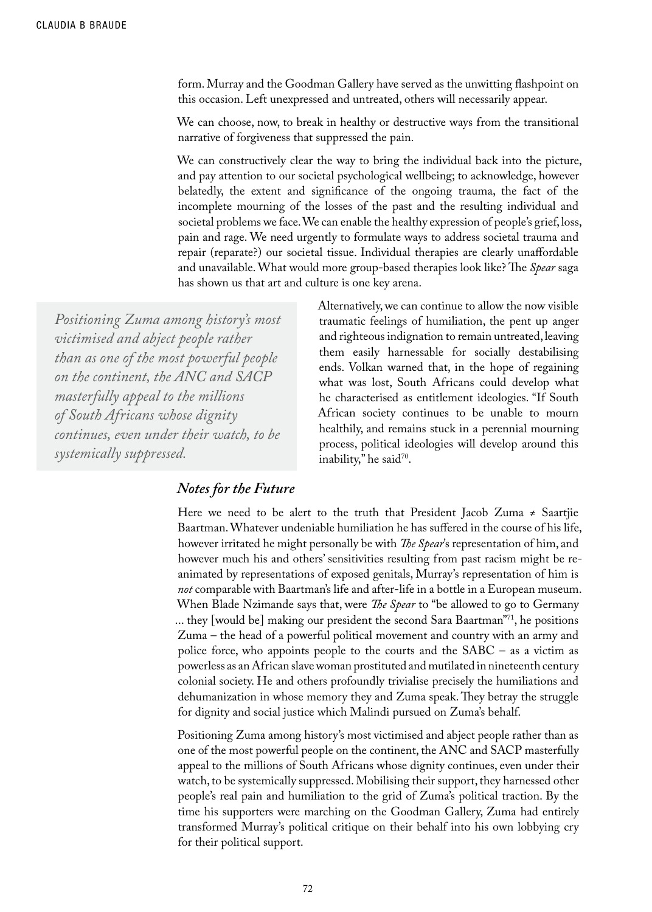form. Murray and the Goodman Gallery have served as the unwitting flashpoint on this occasion. Left unexpressed and untreated, others will necessarily appear.

We can choose, now, to break in healthy or destructive ways from the transitional narrative of forgiveness that suppressed the pain.

We can constructively clear the way to bring the individual back into the picture, and pay attention to our societal psychological wellbeing; to acknowledge, however belatedly, the extent and significance of the ongoing trauma, the fact of the incomplete mourning of the losses of the past and the resulting individual and societal problems we face. We can enable the healthy expression of people's grief, loss, pain and rage. We need urgently to formulate ways to address societal trauma and repair (reparate?) our societal tissue. Individual therapies are clearly unaffordable and unavailable. What would more group-based therapies look like? The *Spear* saga has shown us that art and culture is one key arena.

> *Positioning Zuma among history's most victimised and abject people rather than as one of the most powerful people on the continent, the ANC and SACP masterfully appeal to the millions of South Africans whose dignity continues, even under their watch, to be systemically suppressed.*

Alternatively, we can continue to allow the now visible traumatic feelings of humiliation, the pent up anger and righteous indignation to remain untreated, leaving them easily harnessable for socially destabilising ends. Volkan warned that, in the hope of regaining what was lost, South Africans could develop what he characterised as entitlement ideologies. "If South African society continues to be unable to mourn healthily, and remains stuck in a perennial mourning process, political ideologies will develop around this inability," he said[70].

## *Notes for the Future*

Here we need to be alert to the truth that President Jacob Zuma ≠ Saartjie Baartman. Whatever undeniable humiliation he has suffered in the course of his life, however irritated he might personally be with *The Spear*'s representation of him, and however much his and others' sensitivities resulting from past racism might be re-animated by representations of exposed genitals, Murray's representation of him is *not* comparable with Baartman's life and after-life in a bottle in a European museum. When Blade Nzimande says that, were *The Spear* to "be allowed to go to Germany ... they [would be] making our president the second Sara Baartman"[71], he positions Zuma – the head of a powerful political movement and country with an army and police force, who appoints people to the courts and the SABC – as a victim as powerless as an African slave woman prostituted and mutilated in nineteenth century colonial society. He and others profoundly trivialise precisely the humiliations and dehumanization in whose memory they and Zuma speak. They betray the struggle for dignity and social justice which Malindi pursued on Zuma's behalf.

Positioning Zuma among history's most victimised and abject people rather than as one of the most powerful people on the continent, the ANC and SACP masterfully appeal to the millions of South Africans whose dignity continues, even under their watch, to be systemically suppressed. Mobilising their support, they harnessed other people's real pain and humiliation to the grid of Zuma's political traction. By the time his supporters were marching on the Goodman Gallery, Zuma had entirely transformed Murray's political critique on their behalf into his own lobbying cry for their political support.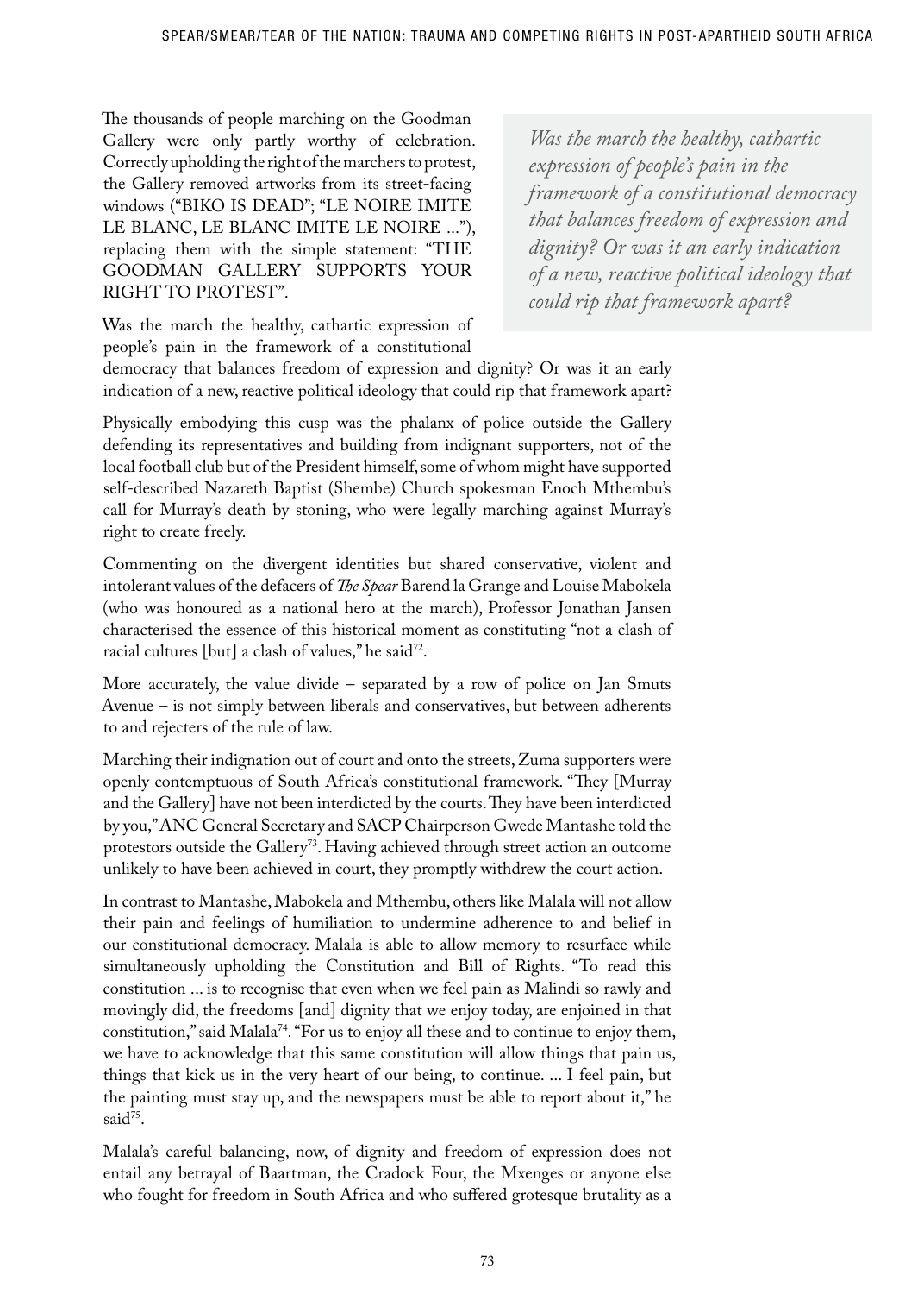The thousands of people marching on the Goodman Gallery were only partly worthy of celebration. Correctly upholding the right of the marchers to protest, the Gallery removed artworks from its street-facing windows ("BIKO IS DEAD"; "LE NOIRE IMITE LE BLANC, LE BLANC IMITE LE NOIRE ..."), replacing them with the simple statement: "THE GOODMAN GALLERY SUPPORTS YOUR RIGHT TO PROTEST".

> *Was the march the healthy, cathartic expression of people's pain in the framework of a constitutional democracy that balances freedom of expression and dignity? Or was it an early indication of a new, reactive political ideology that could rip that framework apart?*

Was the march the healthy, cathartic expression of people's pain in the framework of a constitutional democracy that balances freedom of expression and dignity? Or was it an early indication of a new, reactive political ideology that could rip that framework apart?

Physically embodying this cusp was the phalanx of police outside the Gallery defending its representatives and building from indignant supporters, not of the local football club but of the President himself, some of whom might have supported self-described Nazareth Baptist (Shembe) Church spokesman Enoch Mthembu's call for Murray's death by stoning, who were legally marching against Murray's right to create freely.

Commenting on the divergent identities but shared conservative, violent and intolerant values of the defacers of *The Spear* Barend la Grange and Louise Mabokela (who was honoured as a national hero at the march), Professor Jonathan Jansen characterised the essence of this historical moment as constituting "not a clash of racial cultures [but] a clash of values," he said[72].

More accurately, the value divide – separated by a row of police on Jan Smuts Avenue – is not simply between liberals and conservatives, but between adherents to and rejecters of the rule of law.

Marching their indignation out of court and onto the streets, Zuma supporters were openly contemptuous of South Africa's constitutional framework. "They [Murray and the Gallery] have not been interdicted by the courts. They have been interdicted by you," ANC General Secretary and SACP Chairperson Gwede Mantashe told the protestors outside the Gallery[73]. Having achieved through street action an outcome unlikely to have been achieved in court, they promptly withdrew the court action.

In contrast to Mantashe, Mabokela and Mthembu, others like Malala will not allow their pain and feelings of humiliation to undermine adherence to and belief in our constitutional democracy. Malala is able to allow memory to resurface while simultaneously upholding the Constitution and Bill of Rights. "To read this constitution ... is to recognise that even when we feel pain as Malindi so rawly and movingly did, the freedoms [and] dignity that we enjoy today, are enjoined in that constitution," said Malala[74]. "For us to enjoy all these and to continue to enjoy them, we have to acknowledge that this same constitution will allow things that pain us, things that kick us in the very heart of our being, to continue. ... I feel pain, but the painting must stay up, and the newspapers must be able to report about it," he said[75].

Malala's careful balancing, now, of dignity and freedom of expression does not entail any betrayal of Baartman, the Cradock Four, the Mxenges or anyone else who fought for freedom in South Africa and who suffered grotesque brutality as a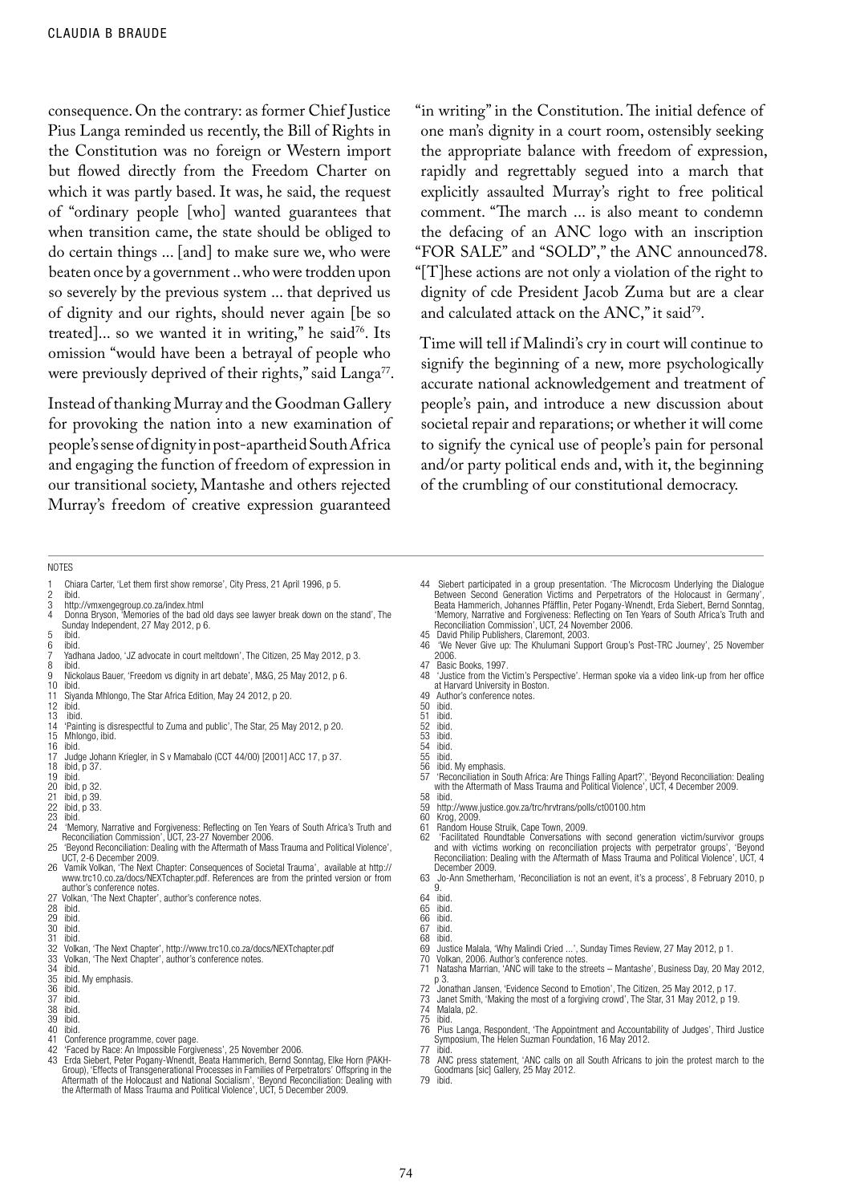consequence. On the contrary: as former Chief Justice Pius Langa reminded us recently, the Bill of Rights in the Constitution was no foreign or Western import but flowed directly from the Freedom Charter on which it was partly based. It was, he said, the request of "ordinary people [who] wanted guarantees that when transition came, the state should be obliged to do certain things ... [and] to make sure we, who were beaten once by a government .. who were trodden upon so severely by the previous system ... that deprived us of dignity and our rights, should never again [be so treated]... so we wanted it in writing," he said[76]. Its omission "would have been a betrayal of people who were previously deprived of their rights," said Langa[77].

Instead of thanking Murray and the Goodman Gallery for provoking the nation into a new examination of people's sense of dignity in post-apartheid South Africa and engaging the function of freedom of expression in our transitional society, Mantashe and others rejected Murray's freedom of creative expression guaranteed "in writing" in the Constitution. The initial defence of one man's dignity in a court room, ostensibly seeking the appropriate balance with freedom of expression, rapidly and regrettably segued into a march that explicitly assaulted Murray's right to free political comment. "The march ... is also meant to condemn the defacing of an ANC logo with an inscription "FOR SALE" and "SOLD"," the ANC announced78. "[T]hese actions are not only a violation of the right to dignity of cde President Jacob Zuma but are a clear and calculated attack on the ANC," it said[79].

Time will tell if Malindi's cry in court will continue to signify the beginning of a new, more psychologically accurate national acknowledgement and treatment of people's pain, and introduce a new discussion about societal repair and reparations; or whether it will come to signify the cynical use of people's pain for personal and/or party political ends and, with it, the beginning of the crumbling of our constitutional democracy.

NOTES

1 Chiara Carter, 'Let them first show remorse', City Press, 21 April 1996, p 5.
2 ibid.
3 http://vmxengegroup.co.za/index.html
4 Donna Bryson, 'Memories of the bad old days see lawyer break down on the stand', The Sunday Independent, 27 May 2012, p 6.
5 ibid.
6 ibid.
7 Yadhana Jadoo, 'JZ advocate in court meltdown', The Citizen, 25 May 2012, p 3.
8 ibid.
9 Nickolaus Bauer, 'Freedom vs dignity in art debate', M&G, 25 May 2012, p 6.
10 ibid.
11 Siyanda Mhlongo, The Star Africa Edition, May 24 2012, p 20.
12 ibid.
13 ibid.
14 'Painting is disrespectful to Zuma and public', The Star, 25 May 2012, p 20.
15 Mhlongo, ibid.
16 ibid.
17 Judge Johann Kriegler, in S v Mamabalo (CCT 44/00) [2001] ACC 17, p 37.
18 ibid, p 37.
19 ibid.
20 ibid, p 32.
21 ibid, p 39.
22 ibid, p 33.
23 ibid.
24 'Memory, Narrative and Forgiveness: Reflecting on Ten Years of South Africa's Truth and Reconciliation Commission', UCT, 23-27 November 2006.
25 'Beyond Reconciliation: Dealing with the Aftermath of Mass Trauma and Political Violence', UCT, 2-6 December 2009.
26 Vamik Volkan, 'The Next Chapter: Consequences of Societal Trauma', available at http://www.trc10.co.za/docs/NEXTchapter.pdf. References are from the printed version or from author's conference notes.
27 Volkan, 'The Next Chapter', author's conference notes.
28 ibid.
29 ibid.
30 ibid.
31 ibid.
32 Volkan, 'The Next Chapter', http://www.trc10.co.za/docs/NEXTchapter.pdf
33 Volkan, 'The Next Chapter', author's conference notes.
34 ibid.
35 ibid. My emphasis.
36 ibid.
37 ibid.
38 ibid.
39 ibid.
40 ibid.
41 Conference programme, cover page.
42 'Faced by Race: An Impossible Forgiveness', 25 November 2006.
43 Erda Siebert, Peter Pogany-Wnendt, Beata Hammerich, Bernd Sonntag, Elke Horn (PAKH-Group), 'Effects of Transgenerational Processes in Families of Perpetrators' Offspring in the Aftermath of the Holocaust and National Socialism', 'Beyond Reconciliation: Dealing with the Aftermath of Mass Trauma and Political Violence', UCT, 5 December 2009.
44 Siebert participated in a group presentation. 'The Microcosm Underlying the Dialogue Between Second Generation Victims and Perpetrators of the Holocaust in Germany', Beata Hammerich, Johannes Pfäfflin, Peter Pogany-Wnendt, Erda Siebert, Bernd Sonntag, 'Memory, Narrative and Forgiveness: Reflecting on Ten Years of South Africa's Truth and Reconciliation Commission', UCT, 24 November 2006.
45 David Philip Publishers, Claremont, 2003.
46 'We Never Give up: The Khulumani Support Group's Post-TRC Journey', 25 November 2006.
47 Basic Books, 1997.
48 'Justice from the Victim's Perspective'. Herman spoke via a video link-up from her office at Harvard University in Boston.
49 Author's conference notes.
50 ibid.
51 ibid.
52 ibid.
53 ibid.
54 ibid.
55 ibid.
56 ibid. My emphasis.
57 'Reconciliation in South Africa: Are Things Falling Apart?', 'Beyond Reconciliation: Dealing with the Aftermath of Mass Trauma and Political Violence', UCT, 4 December 2009.
58 ibid.
59 http://www.justice.gov.za/trc/hrvtrans/polls/ct00100.htm
60 Krog, 2009.
61 Random House Struik, Cape Town, 2009.
62 'Facilitated Roundtable Conversations with second generation victim/survivor groups and with victims working on reconciliation projects with perpetrator groups', 'Beyond Reconciliation: Dealing with the Aftermath of Mass Trauma and Political Violence', UCT, 4 December 2009.
63 Jo-Ann Smetherham, 'Reconciliation is not an event, it's a process', 8 February 2010, p 9.
64 ibid.
65 ibid.
66 ibid.
67 ibid.
68 ibid.
69 Justice Malala, 'Why Malindi Cried ...', Sunday Times Review, 27 May 2012, p 1.
70 Volkan, 2006. Author's conference notes.
71 Natasha Marrian, 'ANC will take to the streets – Mantashe', Business Day, 20 May 2012, p 3.
72 Jonathan Jansen, 'Evidence Second to Emotion', The Citizen, 25 May 2012, p 17.
73 Janet Smith, 'Making the most of a forgiving crowd', The Star, 31 May 2012, p 19.
74 Malala, p2.
75 ibid.
76 Pius Langa, Respondent, 'The Appointment and Accountability of Judges', Third Justice Symposium, The Helen Suzman Foundation, 16 May 2012.
77 ibid.
78 ANC press statement, 'ANC calls on all South Africans to join the protest march to the Goodmans [sic] Gallery, 25 May 2012.
79 ibid.